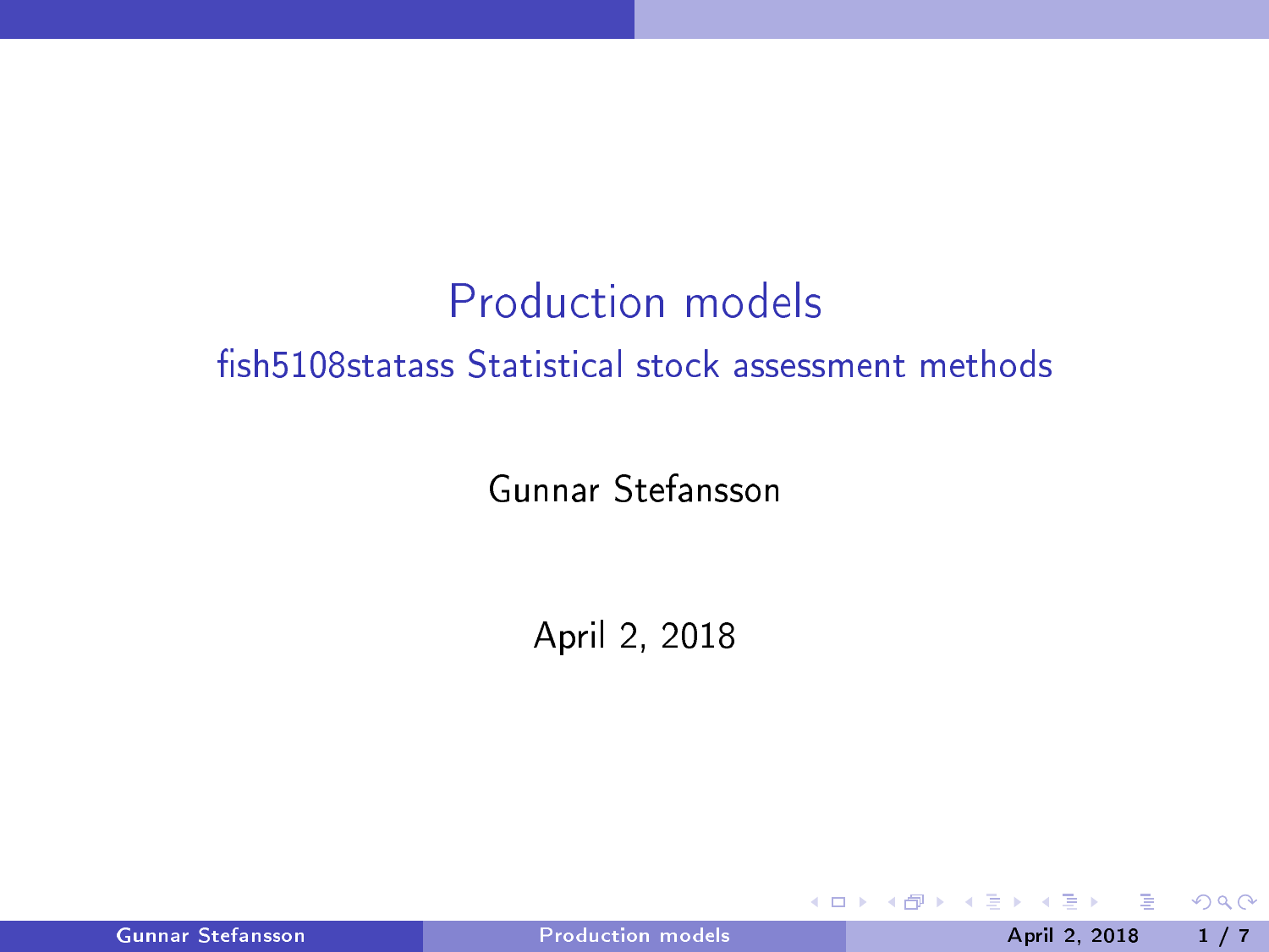# Production models

## fish5108statass Statistical stock assessment methods

Gunnar Stefansson

April 2, 2018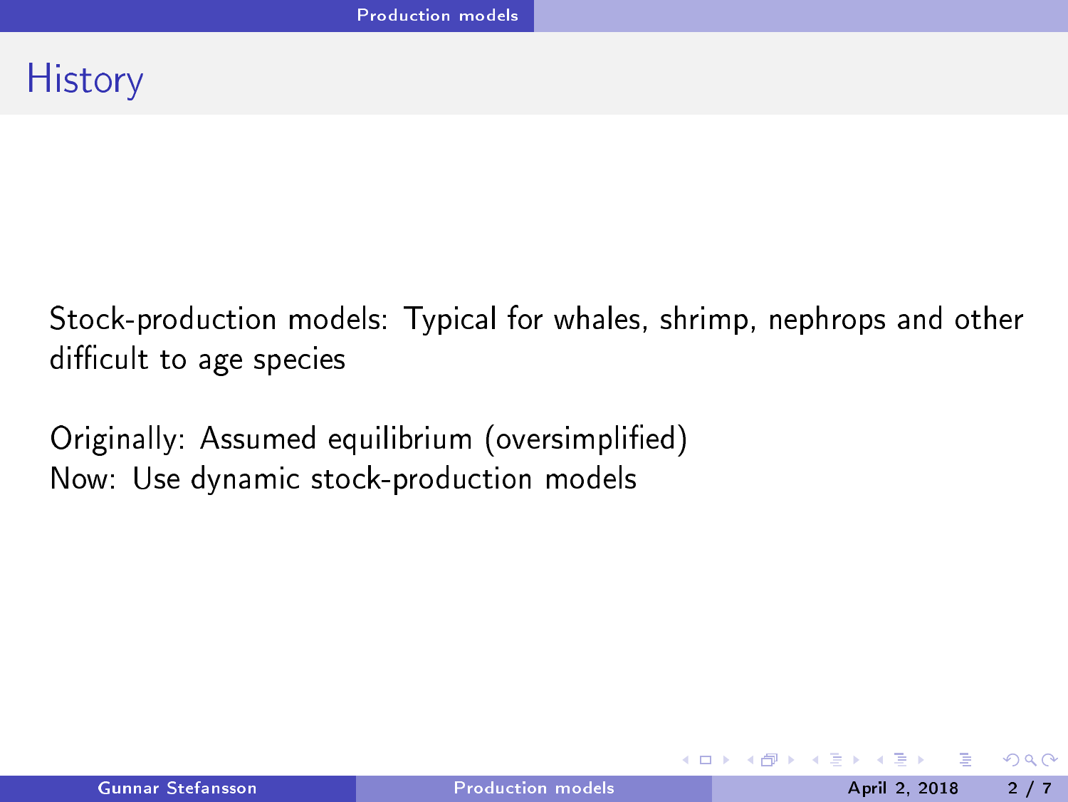# History

Stock-production models: Typical for whales, shrimp, nephrops and other difficult to age species

Originally: Assumed equilibrium (oversimplified)
Now: Use dynamic stock-production models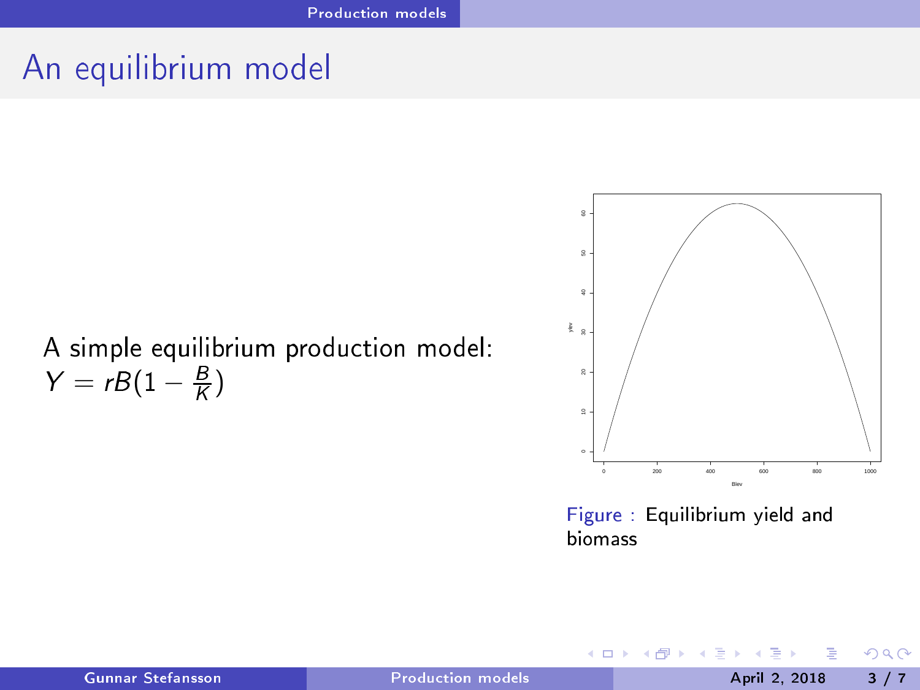# An equilibrium model

A simple equilibrium production model:
$Y = rB(1 - \frac{B}{K})$

yiev

0
10
20
30
40
50
60

0
200
400
600
800
1000

Blev

Figure : Equilibrium yield and biomass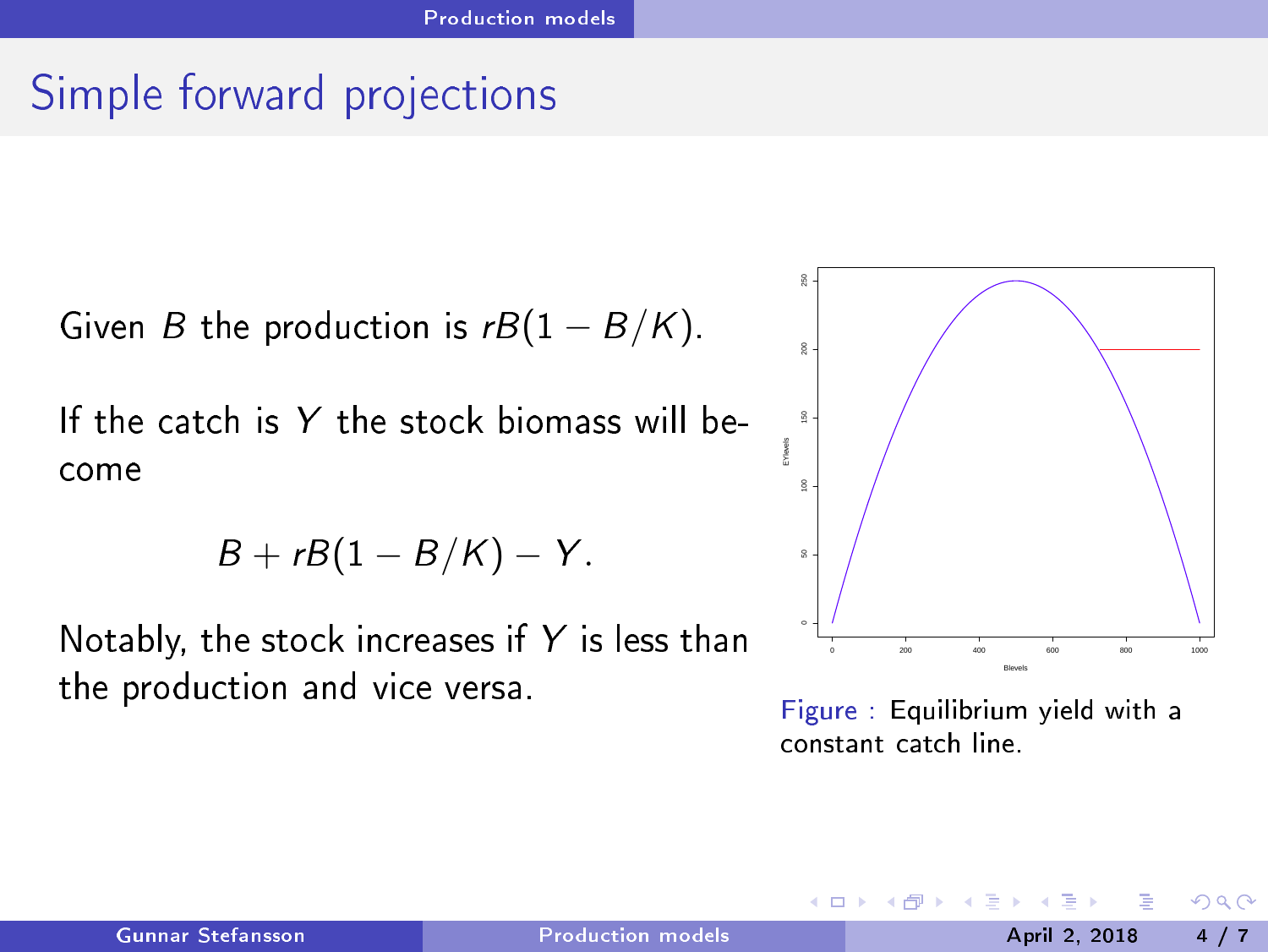# Simple forward projections

Given $B$ the production is $rB(1 - B/K)$.

If the catch is $Y$ the stock biomass will become

$$B + rB(1 - B/K) - Y.$$

Notably, the stock increases if $Y$ is less than the production and vice versa.

EYlevels

0
50
100
150
200
250

Blevels

0
200
400
600
800
1000

Figure : Equilibrium yield with a constant catch line.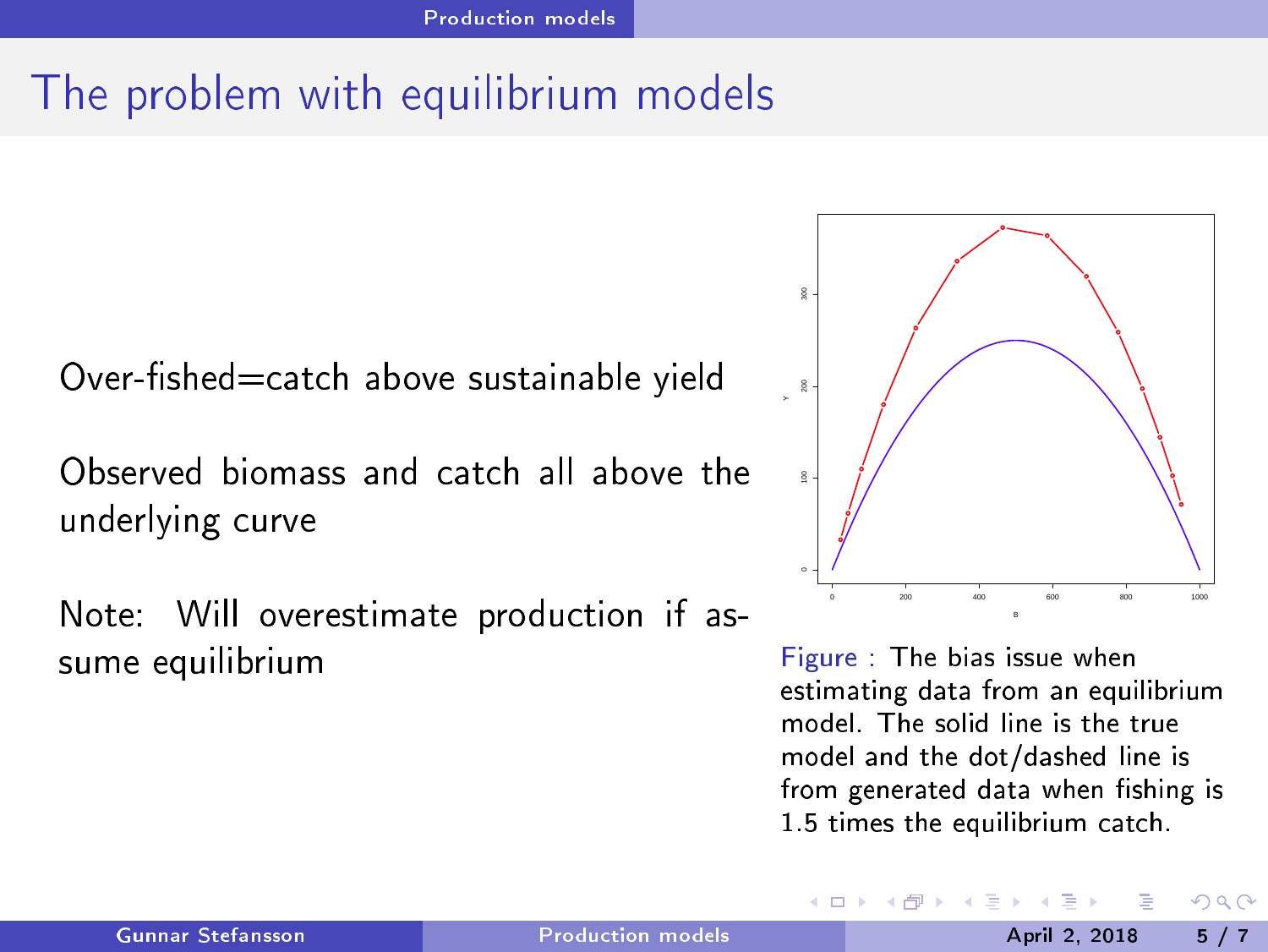# The problem with equilibrium models

Over-fished=catch above sustainable yield

Observed biomass and catch all above the underlying curve

Note: Will overestimate production if assume equilibrium

300
200
Y
100
0
0
200
400
600
800
1000
B

Figure : The bias issue when estimating data from an equilibrium model. The solid line is the true model and the dot/dashed line is from generated data when fishing is 1.5 times the equilibrium catch.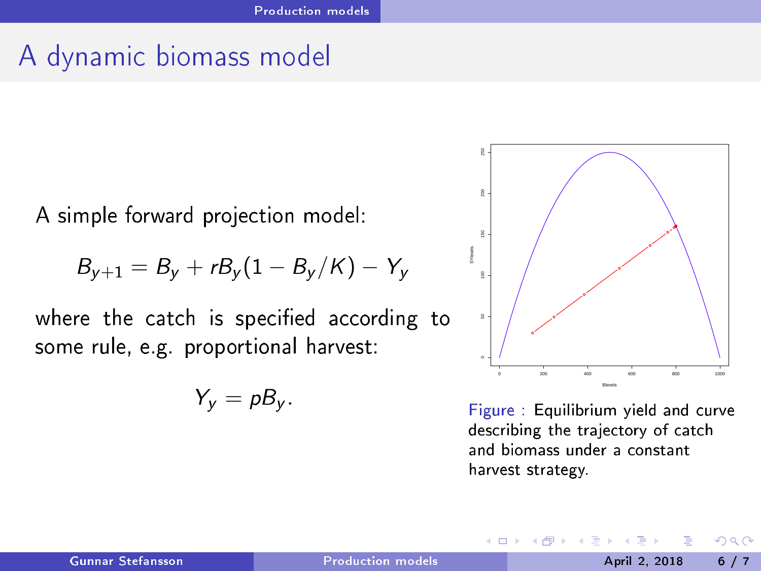# A dynamic biomass model

A simple forward projection model:

$$B_{y+1} = B_y + rB_y(1 - B_y/K) - Y_y$$

where the catch is specified according to some rule, e.g. proportional harvest:

$$Y_y = pB_y.$$

SYlevels

250
200
150
100
50
0

0
200
400
600
800
1000

Blevels

Figure : Equilibrium yield and curve describing the trajectory of catch and biomass under a constant harvest strategy.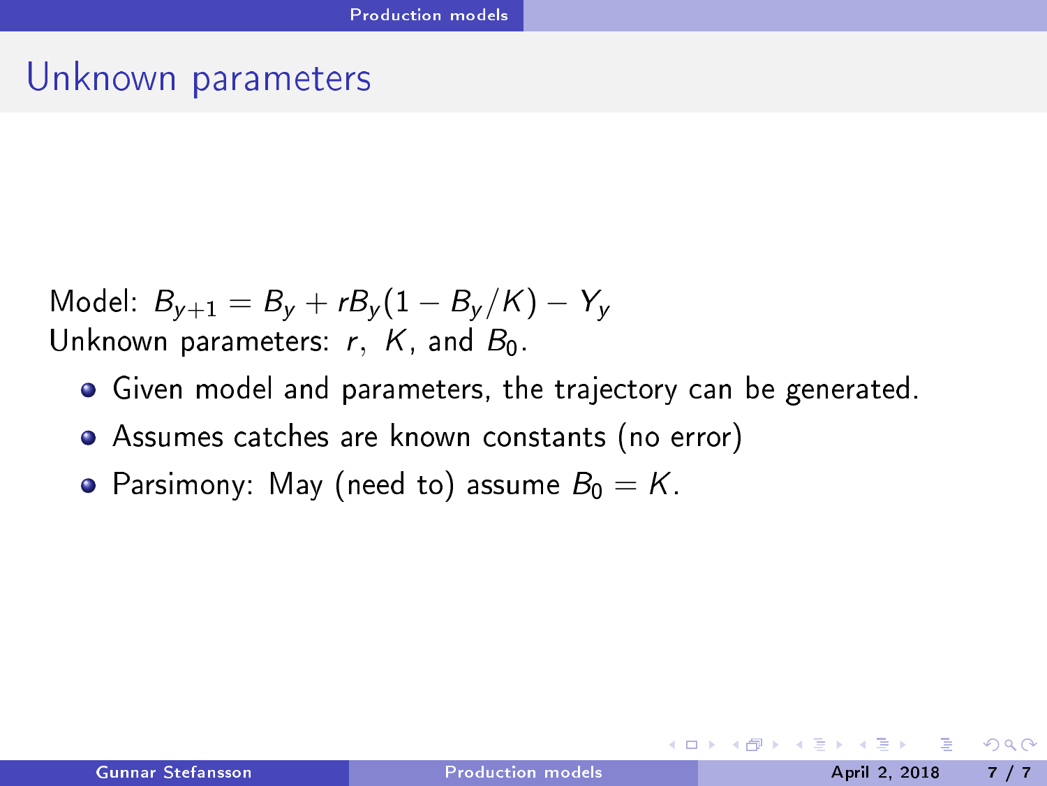## Unknown parameters

Model: $B_{y+1} = B_y + rB_y(1 - B_y/K) - Y_y$
Unknown parameters: $r$, $K$, and $B_0$.

- Given model and parameters, the trajectory can be generated.
- Assumes catches are known constants (no error)
- Parsimony: May (need to) assume $B_0 = K$.